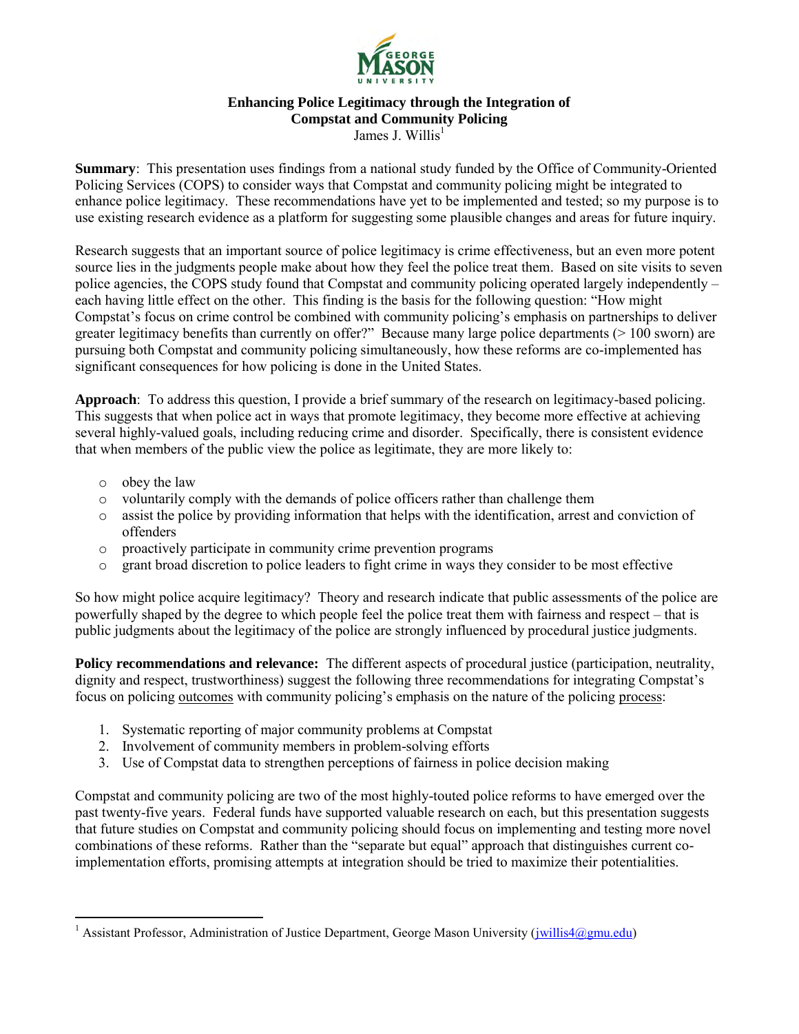# Enhancing Police Legitimacy through the Integration of Compstat and Community Policing

James J. Willis[1]

**Summary**: This presentation uses findings from a national study funded by the Office of Community-Oriented Policing Services (COPS) to consider ways that Compstat and community policing might be integrated to enhance police legitimacy. These recommendations have yet to be implemented and tested; so my purpose is to use existing research evidence as a platform for suggesting some plausible changes and areas for future inquiry.

Research suggests that an important source of police legitimacy is crime effectiveness, but an even more potent source lies in the judgments people make about how they feel the police treat them. Based on site visits to seven police agencies, the COPS study found that Compstat and community policing operated largely independently – each having little effect on the other. This finding is the basis for the following question: "How might Compstat's focus on crime control be combined with community policing's emphasis on partnerships to deliver greater legitimacy benefits than currently on offer?" Because many large police departments (> 100 sworn) are pursuing both Compstat and community policing simultaneously, how these reforms are co-implemented has significant consequences for how policing is done in the United States.

**Approach**: To address this question, I provide a brief summary of the research on legitimacy-based policing. This suggests that when police act in ways that promote legitimacy, they become more effective at achieving several highly-valued goals, including reducing crime and disorder. Specifically, there is consistent evidence that when members of the public view the police as legitimate, they are more likely to:

- obey the law
- voluntarily comply with the demands of police officers rather than challenge them
- assist the police by providing information that helps with the identification, arrest and conviction of offenders
- proactively participate in community crime prevention programs
- grant broad discretion to police leaders to fight crime in ways they consider to be most effective

So how might police acquire legitimacy? Theory and research indicate that public assessments of the police are powerfully shaped by the degree to which people feel the police treat them with fairness and respect – that is public judgments about the legitimacy of the police are strongly influenced by procedural justice judgments.

**Policy recommendations and relevance:** The different aspects of procedural justice (participation, neutrality, dignity and respect, trustworthiness) suggest the following three recommendations for integrating Compstat's focus on policing <u>outcomes</u> with community policing's emphasis on the nature of the policing <u>process</u>:

1. Systematic reporting of major community problems at Compstat
2. Involvement of community members in problem-solving efforts
3. Use of Compstat data to strengthen perceptions of fairness in police decision making

Compstat and community policing are two of the most highly-touted police reforms to have emerged over the past twenty-five years. Federal funds have supported valuable research on each, but this presentation suggests that future studies on Compstat and community policing should focus on implementing and testing more novel combinations of these reforms. Rather than the "separate but equal" approach that distinguishes current co-implementation efforts, promising attempts at integration should be tried to maximize their potentialities.

---

[1] Assistant Professor, Administration of Justice Department, George Mason University (jwillis4@gmu.edu)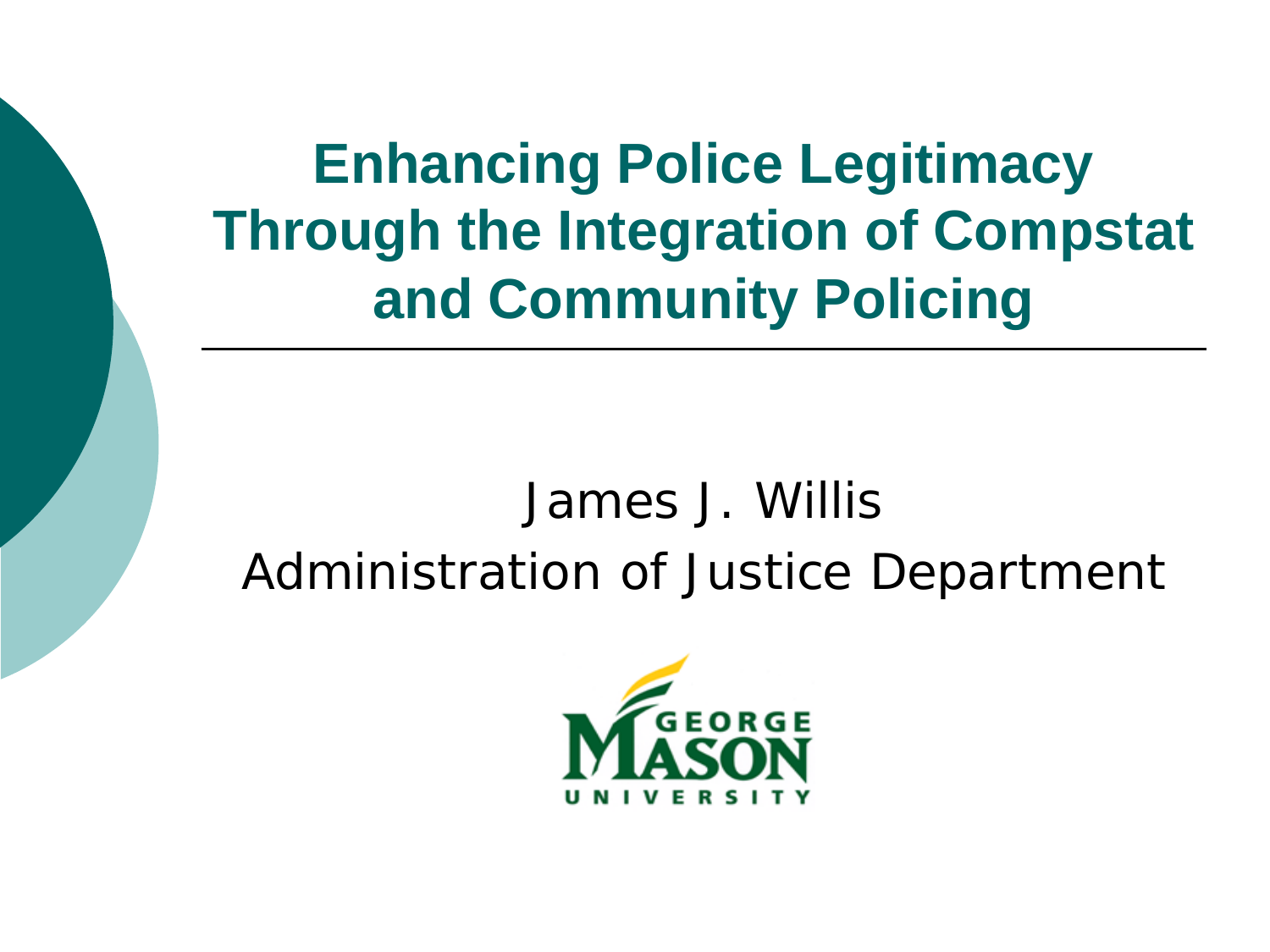# Enhancing Police Legitimacy Through the Integration of Compstat and Community Policing

James J. Willis

Administration of Justice Department

GEORGE MASON UNIVERSITY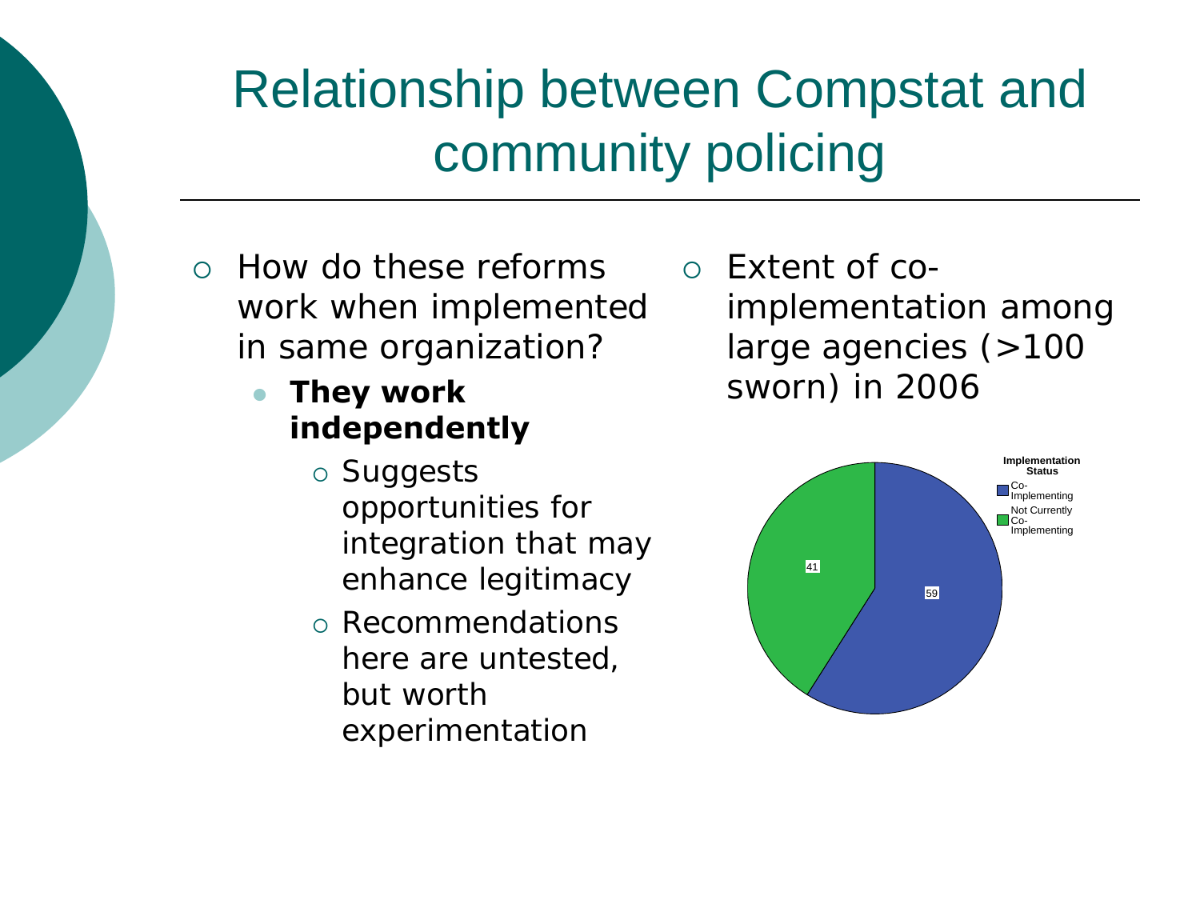# Relationship between Compstat and community policing

- How do these reforms work when implemented in same organization?
  - **They work independently**
    - Suggests opportunities for integration that may enhance legitimacy
    - Recommendations here are untested, but worth experimentation

- Extent of co-implementation among large agencies (>100 sworn) in 2006

**Implementation Status**

- Co-Implementing: 59
- Not Currently Co-Implementing: 41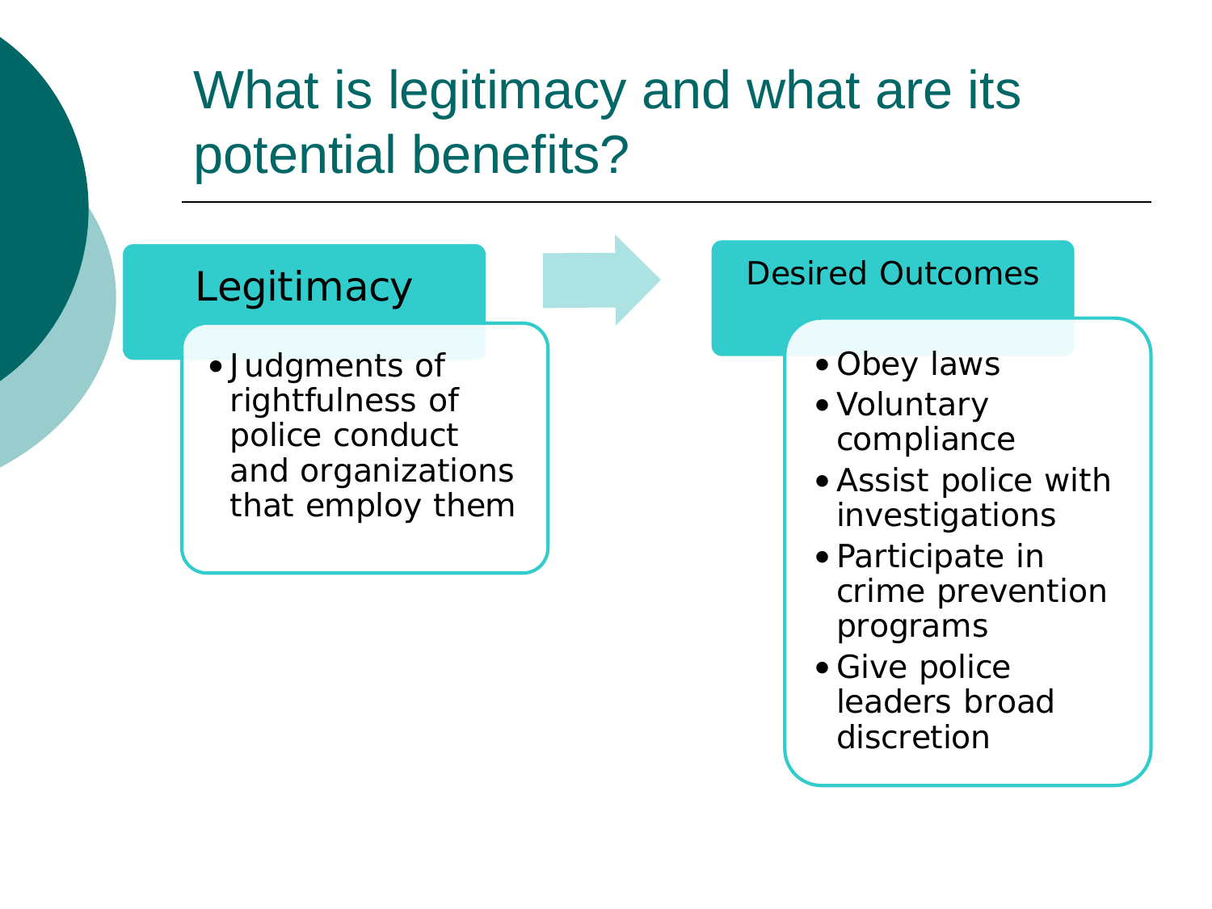# What is legitimacy and what are its potential benefits?

## Legitimacy

- Judgments of rightfulness of police conduct and organizations that employ them

## Desired Outcomes

- Obey laws
- Voluntary compliance
- Assist police with investigations
- Participate in crime prevention programs
- Give police leaders broad discretion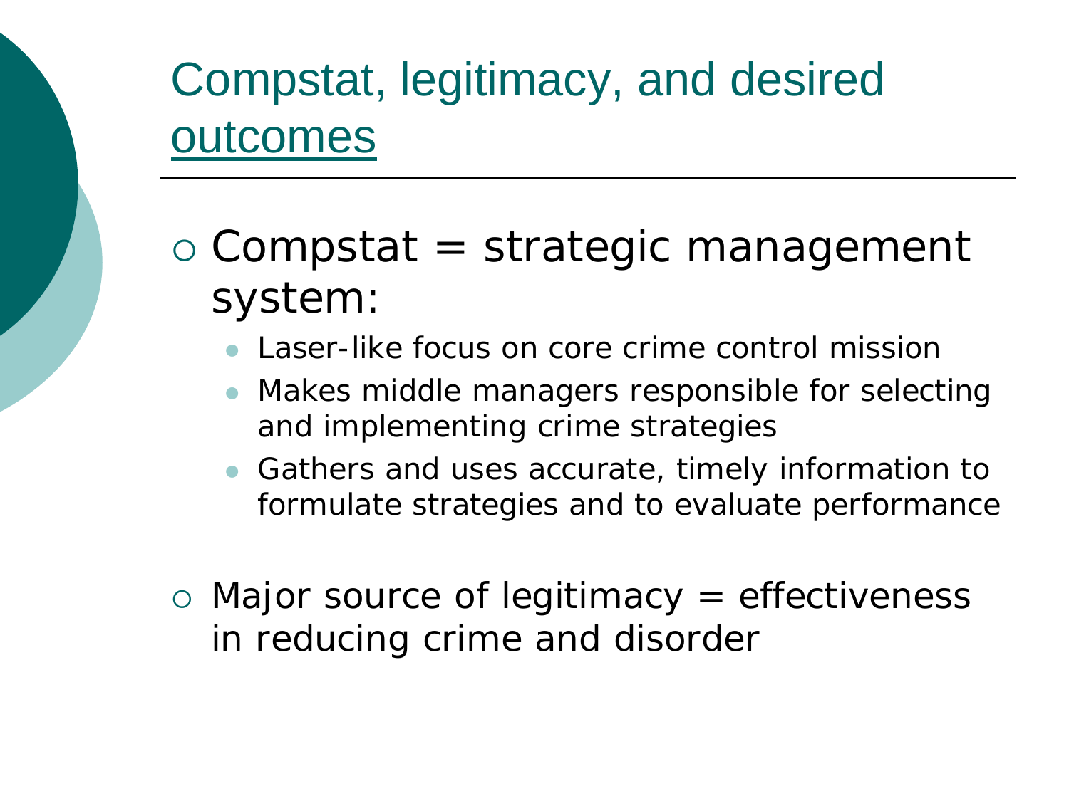# Compstat, legitimacy, and desired outcomes

- Compstat = strategic management system:
  - Laser-like focus on core crime control mission
  - Makes middle managers responsible for selecting and implementing crime strategies
  - Gathers and uses accurate, timely information to formulate strategies and to evaluate performance
- Major source of legitimacy = effectiveness in reducing crime and disorder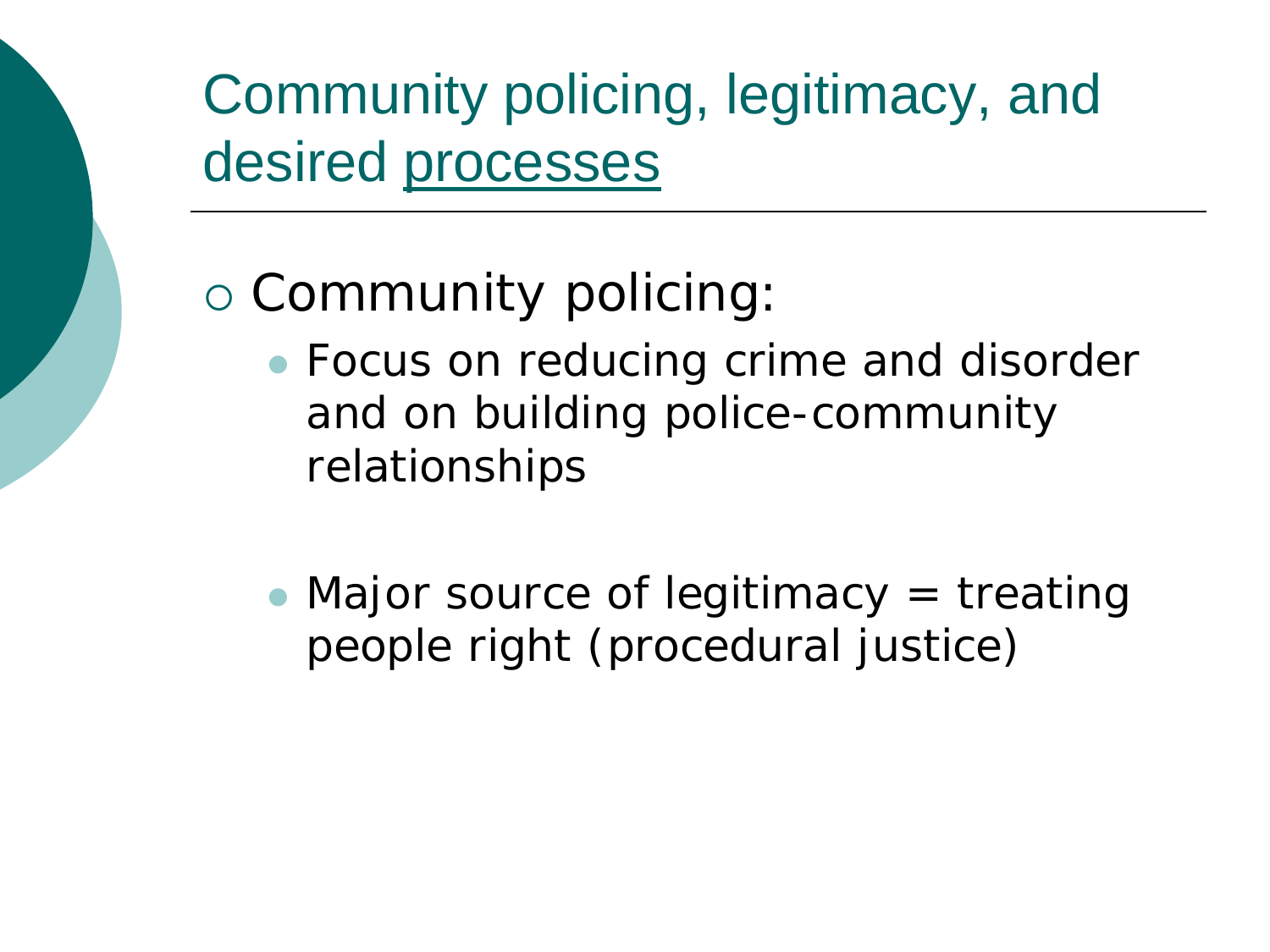# Community policing, legitimacy, and desired processes

- Community policing:
  - Focus on reducing crime and disorder and on building police-community relationships
  - Major source of legitimacy = treating people right (procedural justice)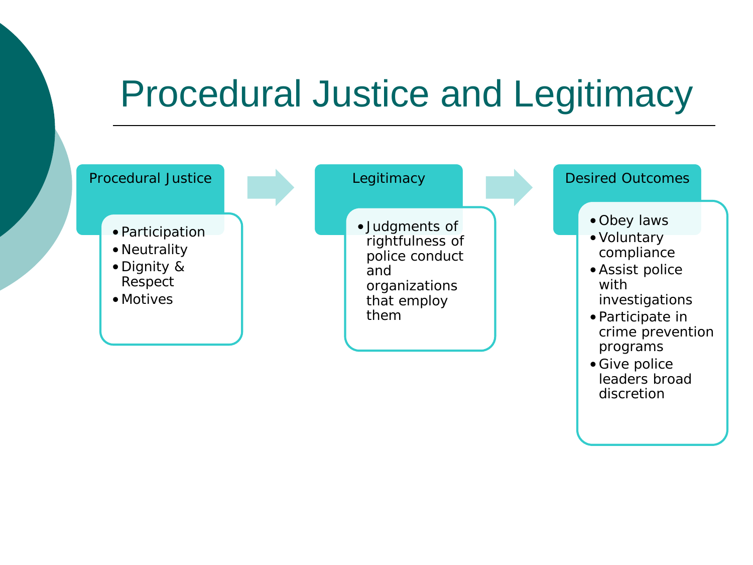# Procedural Justice and Legitimacy

**Procedural Justice**

- Participation
- Neutrality
- Dignity & Respect
- Motives

**Legitimacy**

- Judgments of rightfulness of police conduct and organizations that employ them

**Desired Outcomes**

- Obey laws
- Voluntary compliance
- Assist police with investigations
- Participate in crime prevention programs
- Give police leaders broad discretion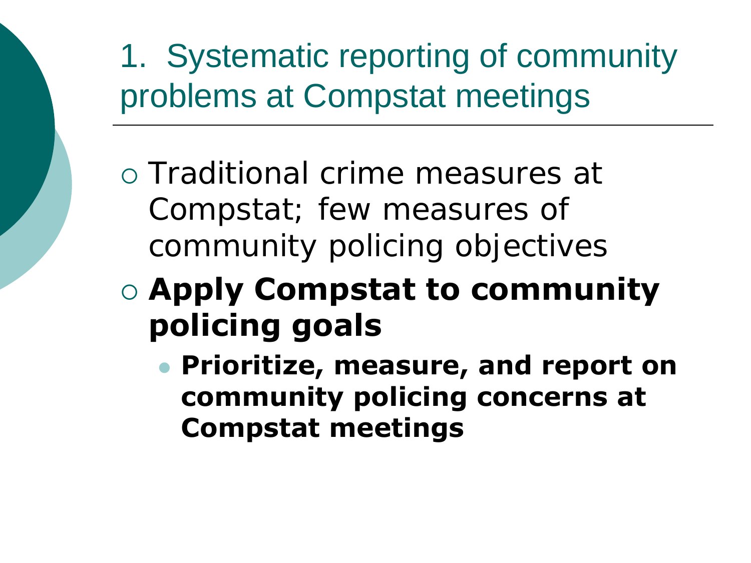# 1. Systematic reporting of community problems at Compstat meetings

- Traditional crime measures at Compstat; few measures of community policing objectives
- **Apply Compstat to community policing goals**
  - **Prioritize, measure, and report on community policing concerns at Compstat meetings**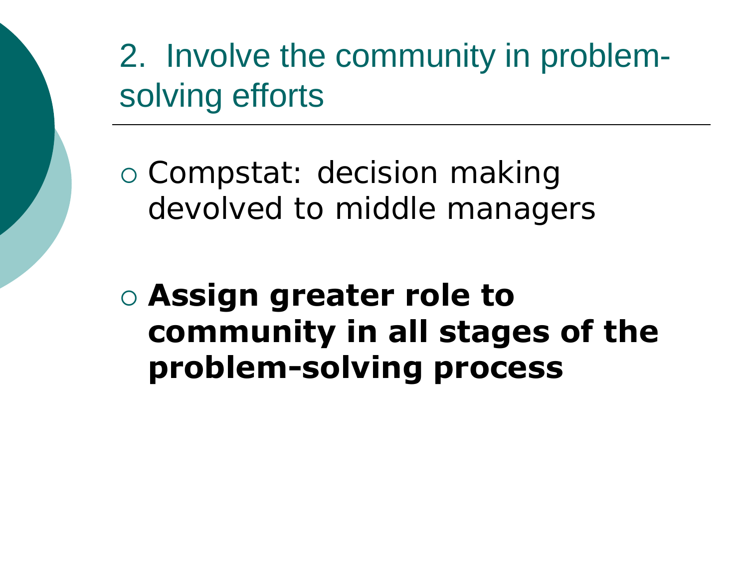# 2. Involve the community in problem-solving efforts

- Compstat: decision making devolved to middle managers

- **Assign greater role to community in all stages of the problem-solving process**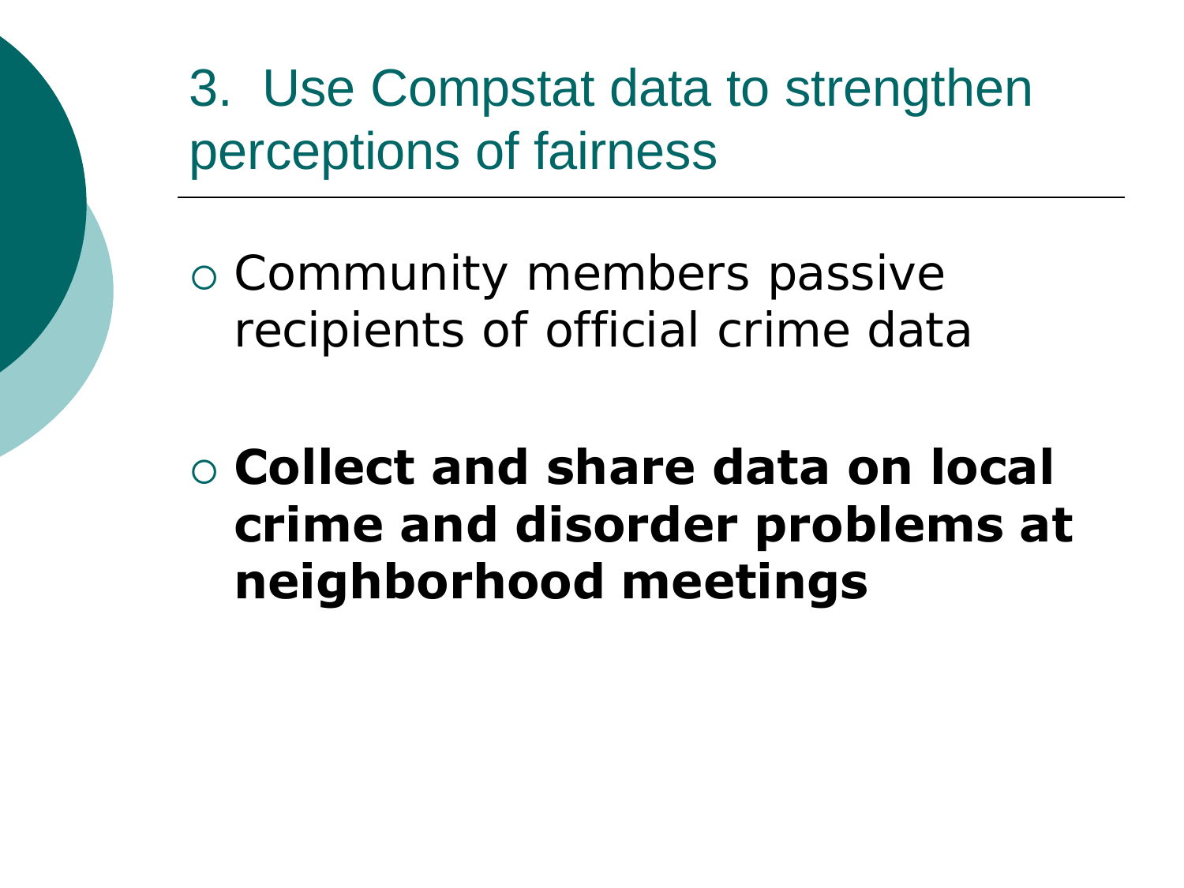# 3. Use Compstat data to strengthen perceptions of fairness

- Community members passive recipients of official crime data

- **Collect and share data on local crime and disorder problems at neighborhood meetings**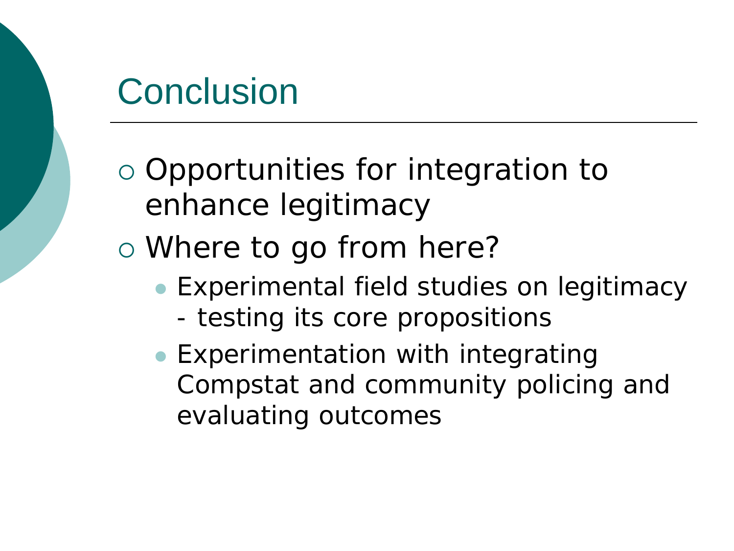# Conclusion

- Opportunities for integration to enhance legitimacy
- Where to go from here?
  - Experimental field studies on legitimacy - testing its core propositions
  - Experimentation with integrating Compstat and community policing and evaluating outcomes